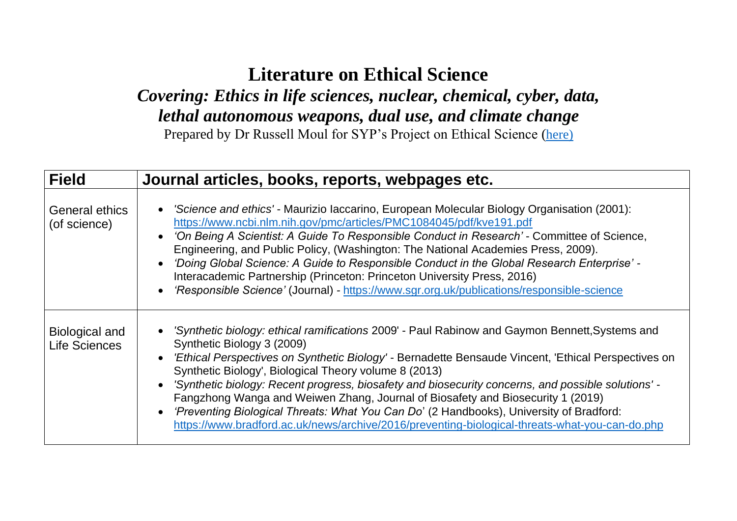# Literature on Ethical Science

## *Covering: Ethics in life sciences, nuclear, chemical, cyber, data, lethal autonomous weapons, dual use, and climate change*

Prepared by Dr Russell Moul for SYP's Project on Ethical Science (here)

| Field | Journal articles, books, reports, webpages etc. |
|---|---|
| General ethics (of science) | • *'Science and ethics'* - Maurizio Iaccarino, European Molecular Biology Organisation (2001): https://www.ncbi.nlm.nih.gov/pmc/articles/PMC1084045/pdf/kve191.pdf<br>• *'On Being A Scientist: A Guide To Responsible Conduct in Research'* - Committee of Science, Engineering, and Public Policy, (Washington: The National Academies Press, 2009).<br>• *'Doing Global Science: A Guide to Responsible Conduct in the Global Research Enterprise'* - Interacademic Partnership (Princeton: Princeton University Press, 2016)<br>• *'Responsible Science'* (Journal) - https://www.sgr.org.uk/publications/responsible-science |
| Biological and Life Sciences | • *'Synthetic biology: ethical ramifications* 2009' - Paul Rabinow and Gaymon Bennett,Systems and Synthetic Biology 3 (2009)<br>• *'Ethical Perspectives on Synthetic Biology'* - Bernadette Bensaude Vincent, 'Ethical Perspectives on Synthetic Biology', Biological Theory volume 8 (2013)<br>• *'Synthetic biology: Recent progress, biosafety and biosecurity concerns, and possible solutions'* - Fangzhong Wanga and Weiwen Zhang, Journal of Biosafety and Biosecurity 1 (2019)<br>• *'Preventing Biological Threats: What You Can Do'* (2 Handbooks), University of Bradford: https://www.bradford.ac.uk/news/archive/2016/preventing-biological-threats-what-you-can-do.php |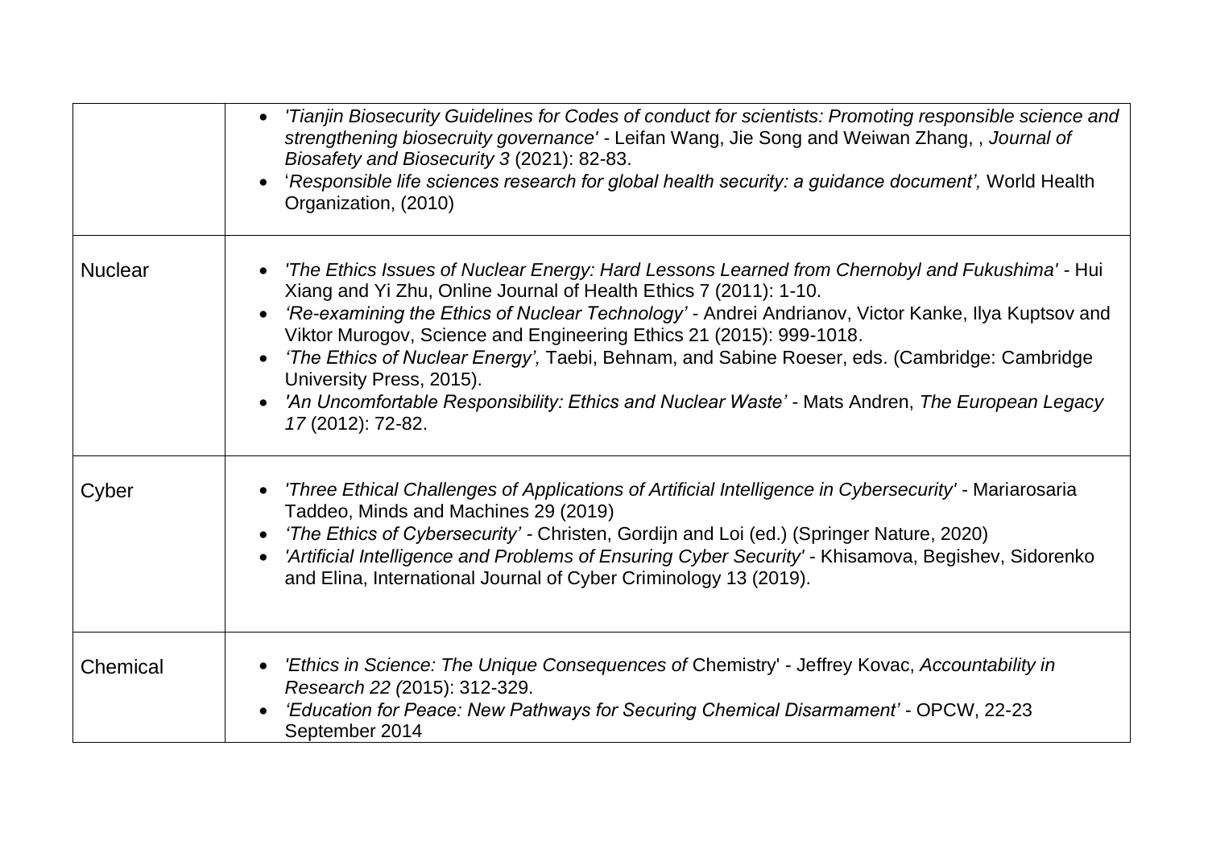|  |  |
|---|---|
|  | • *'Tianjin Biosecurity Guidelines for Codes of conduct for scientists: Promoting responsible science and strengthening biosecruity governance'* - Leifan Wang, Jie Song and Weiwan Zhang, , *Journal of Biosafety and Biosecurity 3* (2021): 82-83.<br>• '*Responsible life sciences research for global health security: a guidance document',* World Health Organization, (2010) |
| Nuclear | • *'The Ethics Issues of Nuclear Energy: Hard Lessons Learned from Chernobyl and Fukushima'* - Hui Xiang and Yi Zhu, Online Journal of Health Ethics 7 (2011): 1-10.<br>• *'Re-examining the Ethics of Nuclear Technology'* - Andrei Andrianov, Victor Kanke, Ilya Kuptsov and Viktor Murogov, Science and Engineering Ethics 21 (2015): 999-1018.<br>• *'The Ethics of Nuclear Energy',* Taebi, Behnam, and Sabine Roeser, eds. (Cambridge: Cambridge University Press, 2015).<br>• *'An Uncomfortable Responsibility: Ethics and Nuclear Waste'* - Mats Andren, *The European Legacy 17* (2012): 72-82. |
| Cyber | • *'Three Ethical Challenges of Applications of Artificial Intelligence in Cybersecurity'* - Mariarosaria Taddeo, Minds and Machines 29 (2019)<br>• *'The Ethics of Cybersecurity'* - Christen, Gordijn and Loi (ed.) (Springer Nature, 2020)<br>• *'Artificial Intelligence and Problems of Ensuring Cyber Security'* - Khisamova, Begishev, Sidorenko and Elina, International Journal of Cyber Criminology 13 (2019). |
| Chemical | • *'Ethics in Science: The Unique Consequences of* Chemistry' - Jeffrey Kovac, *Accountability in Research 22 (*2015): 312-329.<br>• *'Education for Peace: New Pathways for Securing Chemical Disarmament'* - OPCW, 22-23 September 2014 |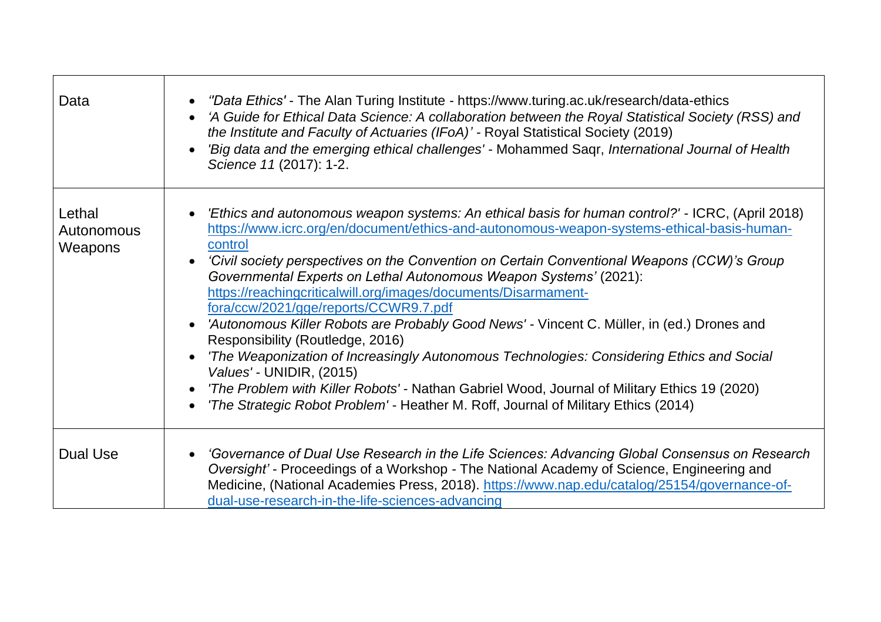| | |
|---|---|
| Data | • *''Data Ethics'* - The Alan Turing Institute - https://www.turing.ac.uk/research/data-ethics<br>• *'A Guide for Ethical Data Science: A collaboration between the Royal Statistical Society (RSS) and the Institute and Faculty of Actuaries (IFoA)'* - Royal Statistical Society (2019)<br>• *'Big data and the emerging ethical challenges'* - Mohammed Saqr, *International Journal of Health Science 11* (2017): 1-2. |
| Lethal Autonomous Weapons | • *'Ethics and autonomous weapon systems: An ethical basis for human control?'* - ICRC, (April 2018) https://www.icrc.org/en/document/ethics-and-autonomous-weapon-systems-ethical-basis-human-control<br>• *'Civil society perspectives on the Convention on Certain Conventional Weapons (CCW)'s Group Governmental Experts on Lethal Autonomous Weapon Systems'* (2021): https://reachingcriticalwill.org/images/documents/Disarmament-fora/ccw/2021/gge/reports/CCWR9.7.pdf<br>• *'Autonomous Killer Robots are Probably Good News'* - Vincent C. Müller, in (ed.) Drones and Responsibility (Routledge, 2016)<br>• *'The Weaponization of Increasingly Autonomous Technologies: Considering Ethics and Social Values'* - UNIDIR, (2015)<br>• *'The Problem with Killer Robots'* - Nathan Gabriel Wood, Journal of Military Ethics 19 (2020)<br>• *'The Strategic Robot Problem'* - Heather M. Roff, Journal of Military Ethics (2014) |
| Dual Use | • *'Governance of Dual Use Research in the Life Sciences: Advancing Global Consensus on Research Oversight'* - Proceedings of a Workshop - The National Academy of Science, Engineering and Medicine, (National Academies Press, 2018). https://www.nap.edu/catalog/25154/governance-of-dual-use-research-in-the-life-sciences-advancing |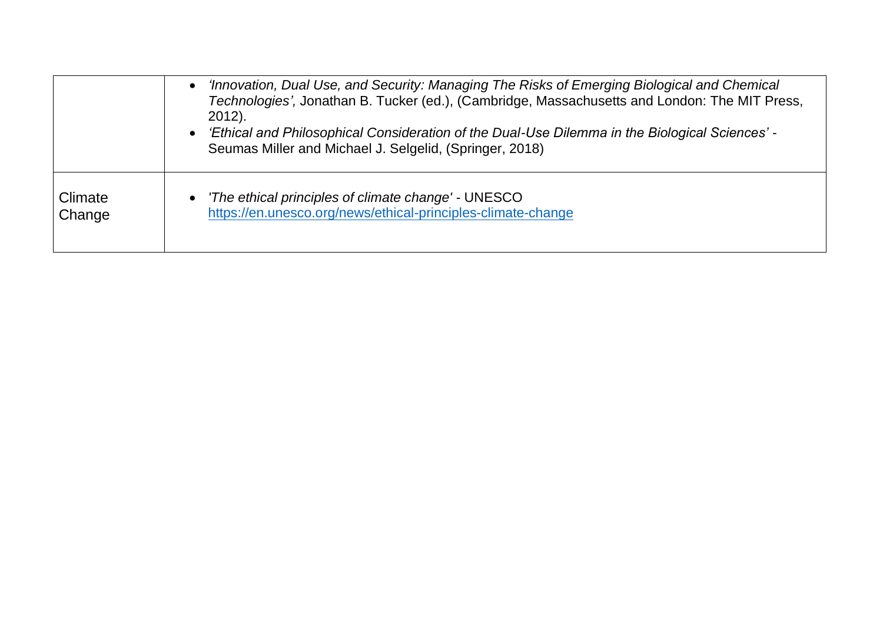| | |
|---|---|
| | • *'Innovation, Dual Use, and Security: Managing The Risks of Emerging Biological and Chemical Technologies',* Jonathan B. Tucker (ed.), (Cambridge, Massachusetts and London: The MIT Press, 2012).<br>• *'Ethical and Philosophical Consideration of the Dual-Use Dilemma in the Biological Sciences'* - Seumas Miller and Michael J. Selgelid, (Springer, 2018) |
| Climate Change | • *'The ethical principles of climate change'* - UNESCO https://en.unesco.org/news/ethical-principles-climate-change |